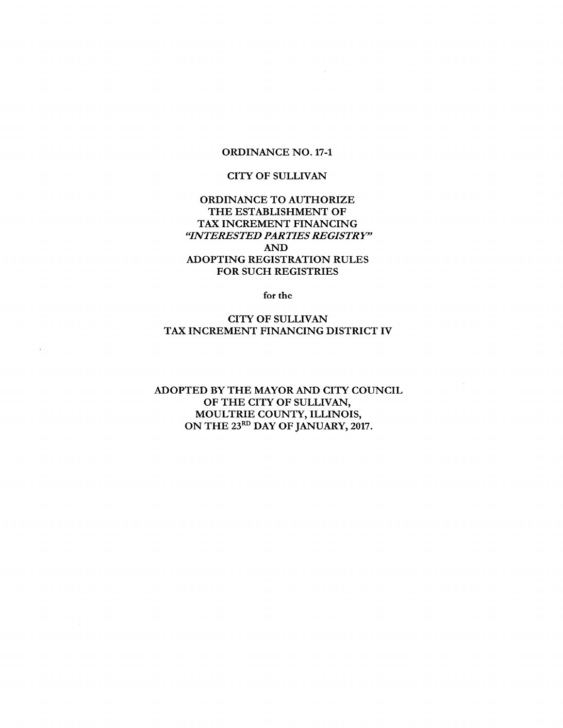ORDINANCE NO. 17-1

CITY OF SULLIVAN

ORDINANCE TO AUTHORIZE
THE ESTABLISHMENT OF
TAX INCREMENT FINANCING
*"INTERESTED PARTIES REGISTRY"*
AND
ADOPTING REGISTRATION RULES
FOR SUCH REGISTRIES

for the

CITY OF SULLIVAN
TAX INCREMENT FINANCING DISTRICT IV

ADOPTED BY THE MAYOR AND CITY COUNCIL
OF THE CITY OF SULLIVAN,
MOULTRIE COUNTY, ILLINOIS,
ON THE 23RD DAY OF JANUARY, 2017.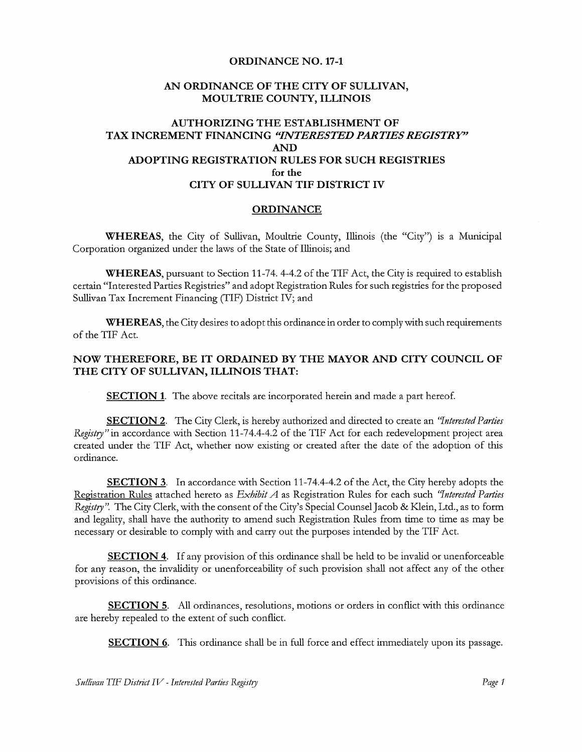**ORDINANCE NO. 17-1**

**AN ORDINANCE OF THE CITY OF SULLIVAN, MOULTRIE COUNTY, ILLINOIS**

**AUTHORIZING THE ESTABLISHMENT OF TAX INCREMENT FINANCING *"INTERESTED PARTIES REGISTRY"* AND ADOPTING REGISTRATION RULES FOR SUCH REGISTRIES for the CITY OF SULLIVAN TIF DISTRICT IV**

**ORDINANCE**

**WHEREAS**, the City of Sullivan, Moultrie County, Illinois (the "City") is a Municipal Corporation organized under the laws of the State of Illinois; and

**WHEREAS**, pursuant to Section 11-74. 4-4.2 of the TIF Act, the City is required to establish certain "Interested Parties Registries" and adopt Registration Rules for such registries for the proposed Sullivan Tax Increment Financing (TIF) District IV; and

**WHEREAS**, the City desires to adopt this ordinance in order to comply with such requirements of the TIF Act.

**NOW THEREFORE, BE IT ORDAINED BY THE MAYOR AND CITY COUNCIL OF THE CITY OF SULLIVAN, ILLINOIS THAT:**

**SECTION 1**. The above recitals are incorporated herein and made a part hereof.

**SECTION 2**. The City Clerk, is hereby authorized and directed to create an *"Interested Parties Registry"* in accordance with Section 11-74.4-4.2 of the TIF Act for each redevelopment project area created under the TIF Act, whether now existing or created after the date of the adoption of this ordinance.

**SECTION 3**. In accordance with Section 11-74.4-4.2 of the Act, the City hereby adopts the Registration Rules attached hereto as *Exhibit A* as Registration Rules for each such *"Interested Parties Registry"*. The City Clerk, with the consent of the City's Special Counsel Jacob & Klein, Ltd., as to form and legality, shall have the authority to amend such Registration Rules from time to time as may be necessary or desirable to comply with and carry out the purposes intended by the TIF Act.

**SECTION 4**. If any provision of this ordinance shall be held to be invalid or unenforceable for any reason, the invalidity or unenforceability of such provision shall not affect any of the other provisions of this ordinance.

**SECTION 5**. All ordinances, resolutions, motions or orders in conflict with this ordinance are hereby repealed to the extent of such conflict.

**SECTION 6**. This ordinance shall be in full force and effect immediately upon its passage.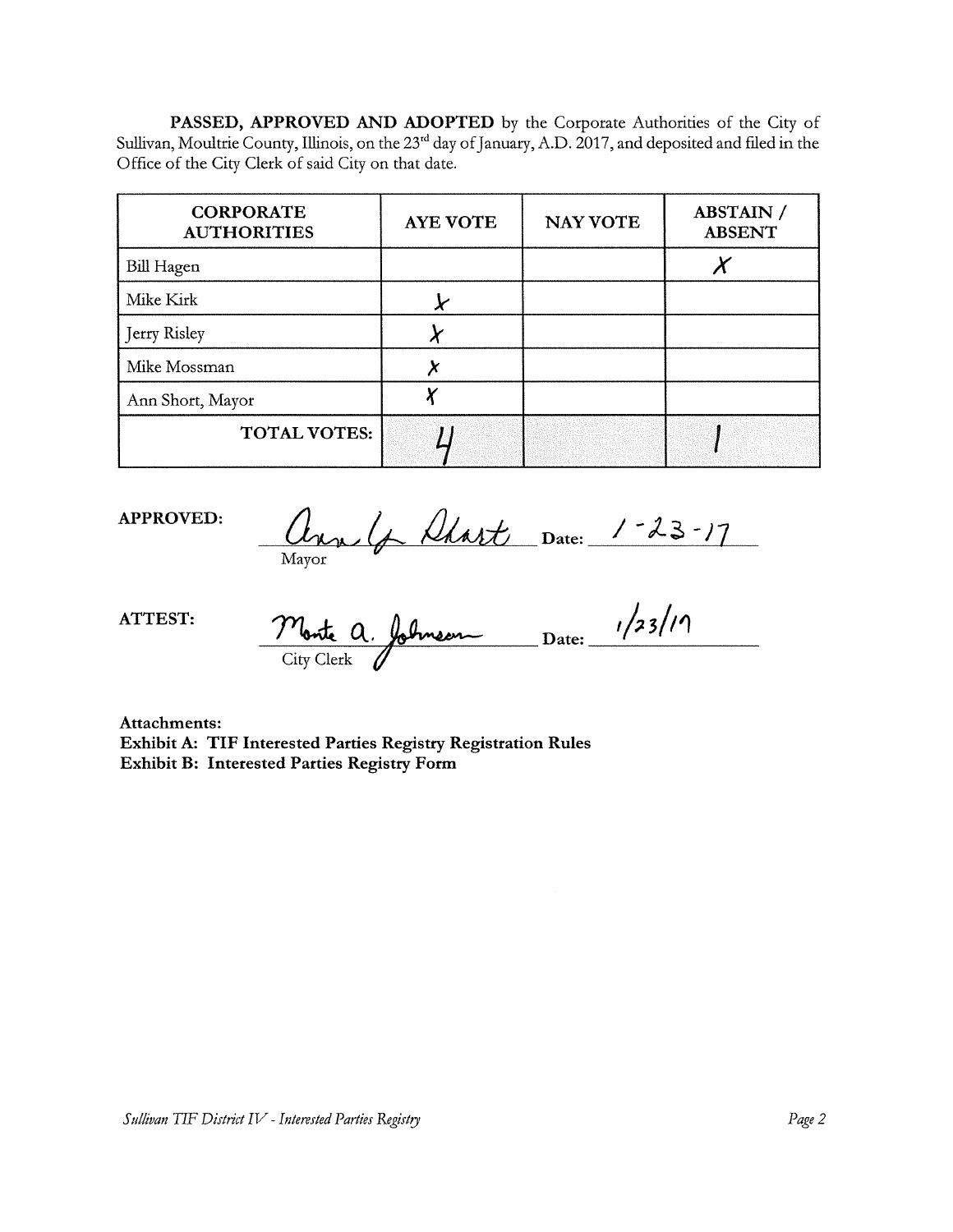**PASSED, APPROVED AND ADOPTED** by the Corporate Authorities of the City of Sullivan, Moultrie County, Illinois, on the 23rd day of January, A.D. 2017, and deposited and filed in the Office of the City Clerk of said City on that date.

| CORPORATE AUTHORITIES | AYE VOTE | NAY VOTE | ABSTAIN / ABSENT |
|---|---|---|---|
| Bill Hagen | | | X |
| Mike Kirk | X | | |
| Jerry Risley | X | | |
| Mike Mossman | X | | |
| Ann Short, Mayor | X | | |
| **TOTAL VOTES:** | 4 | | 1 |

**APPROVED:** Ann G. Short Date: 1-23-17
Mayor

**ATTEST:** Monte A. Johnson Date: 1/23/17
City Clerk

**Attachments:**
**Exhibit A: TIF Interested Parties Registry Registration Rules**
**Exhibit B: Interested Parties Registry Form**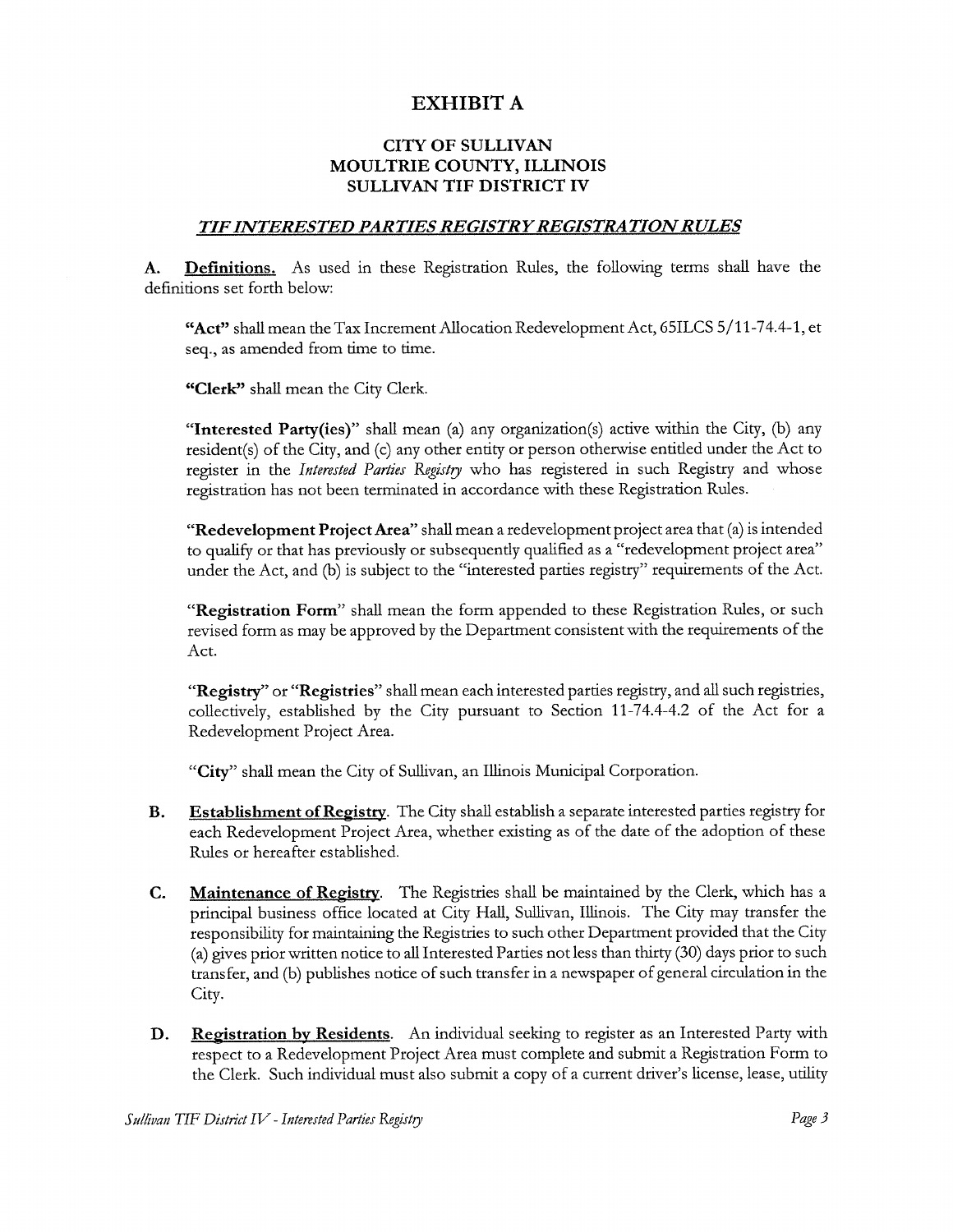# EXHIBIT A

## CITY OF SULLIVAN
## MOULTRIE COUNTY, ILLINOIS
## SULLIVAN TIF DISTRICT IV

### *TIF INTERESTED PARTIES REGISTRY REGISTRATION RULES*

**A. Definitions.** As used in these Registration Rules, the following terms shall have the definitions set forth below:

**"Act"** shall mean the Tax Increment Allocation Redevelopment Act, 65ILCS 5/11-74.4-1, et seq., as amended from time to time.

**"Clerk"** shall mean the City Clerk.

**"Interested Party(ies)"** shall mean (a) any organization(s) active within the City, (b) any resident(s) of the City, and (c) any other entity or person otherwise entitled under the Act to register in the *Interested Parties Registry* who has registered in such Registry and whose registration has not been terminated in accordance with these Registration Rules.

**"Redevelopment Project Area"** shall mean a redevelopment project area that (a) is intended to qualify or that has previously or subsequently qualified as a "redevelopment project area" under the Act, and (b) is subject to the "interested parties registry" requirements of the Act.

**"Registration Form"** shall mean the form appended to these Registration Rules, or such revised form as may be approved by the Department consistent with the requirements of the Act.

**"Registry"** or **"Registries"** shall mean each interested parties registry, and all such registries, collectively, established by the City pursuant to Section 11-74.4-4.2 of the Act for a Redevelopment Project Area.

"**City**" shall mean the City of Sullivan, an Illinois Municipal Corporation.

**B. Establishment of Registry**. The City shall establish a separate interested parties registry for each Redevelopment Project Area, whether existing as of the date of the adoption of these Rules or hereafter established.

**C. Maintenance of Registry**. The Registries shall be maintained by the Clerk, which has a principal business office located at City Hall, Sullivan, Illinois. The City may transfer the responsibility for maintaining the Registries to such other Department provided that the City (a) gives prior written notice to all Interested Parties not less than thirty (30) days prior to such transfer, and (b) publishes notice of such transfer in a newspaper of general circulation in the City.

**D. Registration by Residents**. An individual seeking to register as an Interested Party with respect to a Redevelopment Project Area must complete and submit a Registration Form to the Clerk. Such individual must also submit a copy of a current driver's license, lease, utility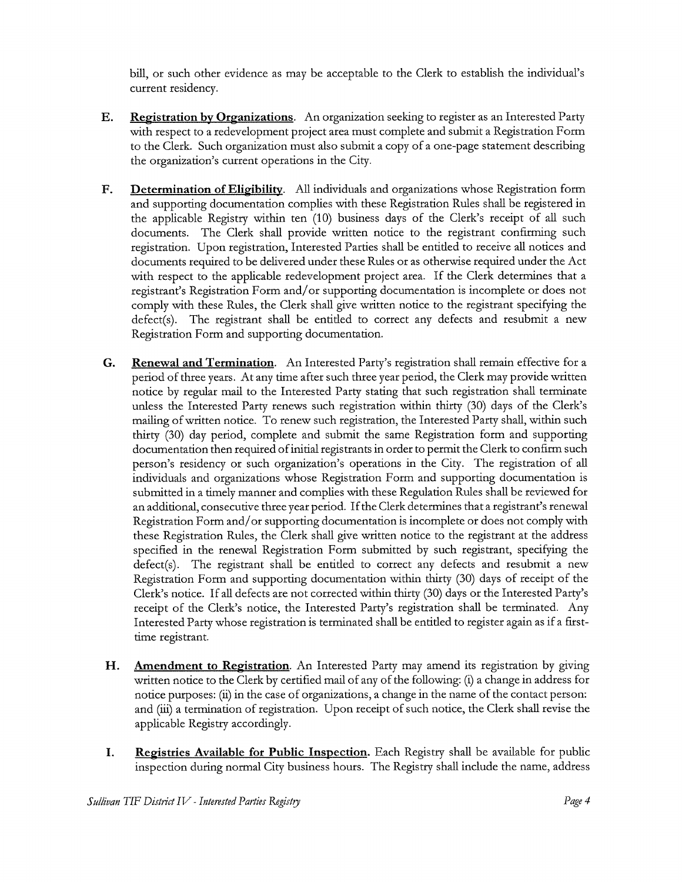bill, or such other evidence as may be acceptable to the Clerk to establish the individual's current residency.

**E.** **Registration by Organizations**. An organization seeking to register as an Interested Party with respect to a redevelopment project area must complete and submit a Registration Form to the Clerk. Such organization must also submit a copy of a one-page statement describing the organization's current operations in the City.

**F.** **Determination of Eligibility**. All individuals and organizations whose Registration form and supporting documentation complies with these Registration Rules shall be registered in the applicable Registry within ten (10) business days of the Clerk's receipt of all such documents. The Clerk shall provide written notice to the registrant confirming such registration. Upon registration, Interested Parties shall be entitled to receive all notices and documents required to be delivered under these Rules or as otherwise required under the Act with respect to the applicable redevelopment project area. If the Clerk determines that a registrant's Registration Form and/or supporting documentation is incomplete or does not comply with these Rules, the Clerk shall give written notice to the registrant specifying the defect(s). The registrant shall be entitled to correct any defects and resubmit a new Registration Form and supporting documentation.

**G.** **Renewal and Termination**. An Interested Party's registration shall remain effective for a period of three years. At any time after such three year period, the Clerk may provide written notice by regular mail to the Interested Party stating that such registration shall terminate unless the Interested Party renews such registration within thirty (30) days of the Clerk's mailing of written notice. To renew such registration, the Interested Party shall, within such thirty (30) day period, complete and submit the same Registration form and supporting documentation then required of initial registrants in order to permit the Clerk to confirm such person's residency or such organization's operations in the City. The registration of all individuals and organizations whose Registration Form and supporting documentation is submitted in a timely manner and complies with these Regulation Rules shall be reviewed for an additional, consecutive three year period. If the Clerk determines that a registrant's renewal Registration Form and/or supporting documentation is incomplete or does not comply with these Registration Rules, the Clerk shall give written notice to the registrant at the address specified in the renewal Registration Form submitted by such registrant, specifying the defect(s). The registrant shall be entitled to correct any defects and resubmit a new Registration Form and supporting documentation within thirty (30) days of receipt of the Clerk's notice. If all defects are not corrected within thirty (30) days or the Interested Party's receipt of the Clerk's notice, the Interested Party's registration shall be terminated. Any Interested Party whose registration is terminated shall be entitled to register again as if a first-time registrant.

**H.** **Amendment to Registration**. An Interested Party may amend its registration by giving written notice to the Clerk by certified mail of any of the following: (i) a change in address for notice purposes: (ii) in the case of organizations, a change in the name of the contact person: and (iii) a termination of registration. Upon receipt of such notice, the Clerk shall revise the applicable Registry accordingly.

**I.** **Registries Available for Public Inspection.** Each Registry shall be available for public inspection during normal City business hours. The Registry shall include the name, address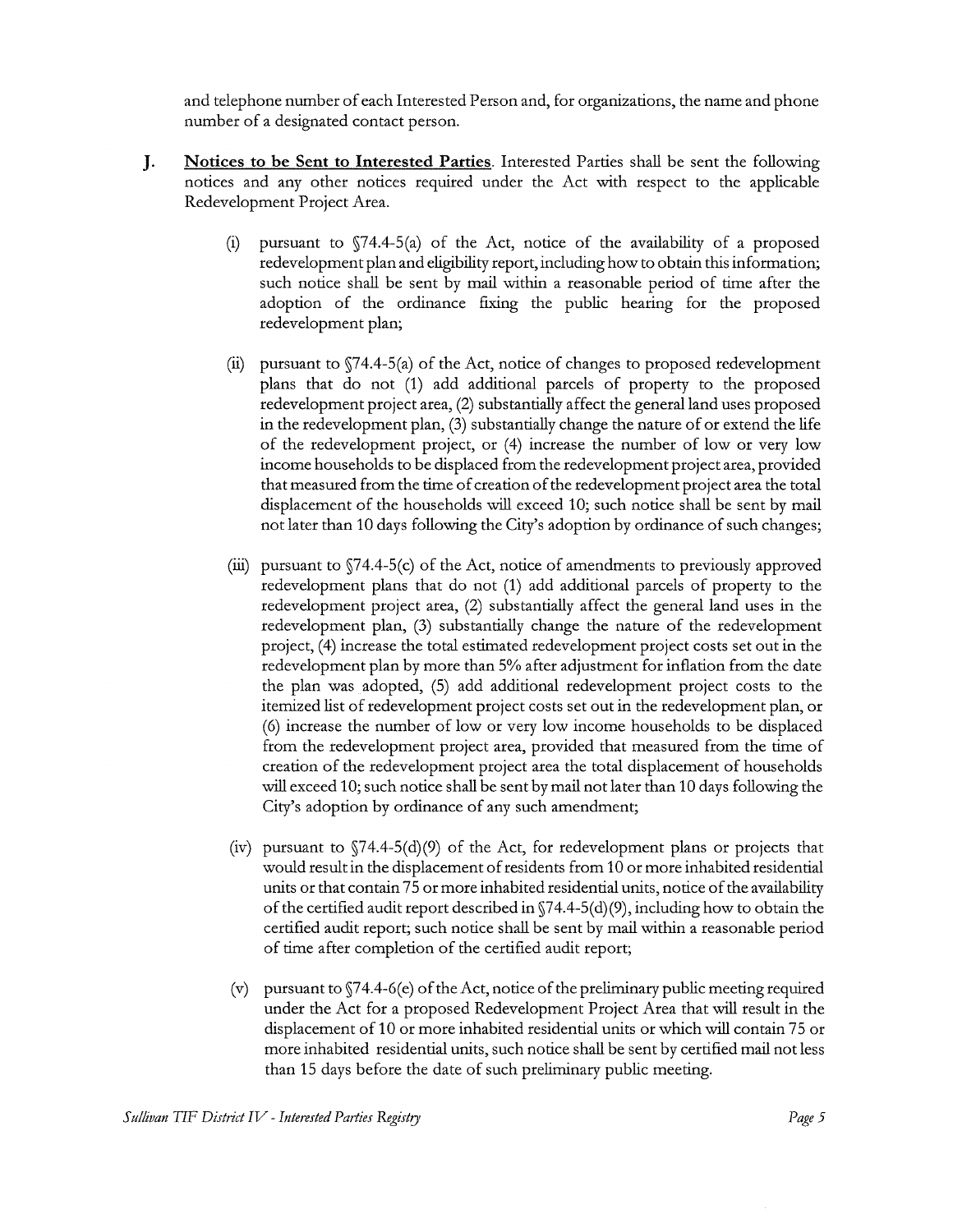and telephone number of each Interested Person and, for organizations, the name and phone number of a designated contact person.

**J. Notices to be Sent to Interested Parties**. Interested Parties shall be sent the following notices and any other notices required under the Act with respect to the applicable Redevelopment Project Area.

(i) pursuant to §74.4-5(a) of the Act, notice of the availability of a proposed redevelopment plan and eligibility report, including how to obtain this information; such notice shall be sent by mail within a reasonable period of time after the adoption of the ordinance fixing the public hearing for the proposed redevelopment plan;

(ii) pursuant to §74.4-5(a) of the Act, notice of changes to proposed redevelopment plans that do not (1) add additional parcels of property to the proposed redevelopment project area, (2) substantially affect the general land uses proposed in the redevelopment plan, (3) substantially change the nature of or extend the life of the redevelopment project, or (4) increase the number of low or very low income households to be displaced from the redevelopment project area, provided that measured from the time of creation of the redevelopment project area the total displacement of the households will exceed 10; such notice shall be sent by mail not later than 10 days following the City's adoption by ordinance of such changes;

(iii) pursuant to §74.4-5(c) of the Act, notice of amendments to previously approved redevelopment plans that do not (1) add additional parcels of property to the redevelopment project area, (2) substantially affect the general land uses in the redevelopment plan, (3) substantially change the nature of the redevelopment project, (4) increase the total estimated redevelopment project costs set out in the redevelopment plan by more than 5% after adjustment for inflation from the date the plan was adopted, (5) add additional redevelopment project costs to the itemized list of redevelopment project costs set out in the redevelopment plan, or (6) increase the number of low or very low income households to be displaced from the redevelopment project area, provided that measured from the time of creation of the redevelopment project area the total displacement of households will exceed 10; such notice shall be sent by mail not later than 10 days following the City's adoption by ordinance of any such amendment;

(iv) pursuant to §74.4-5(d)(9) of the Act, for redevelopment plans or projects that would result in the displacement of residents from 10 or more inhabited residential units or that contain 75 or more inhabited residential units, notice of the availability of the certified audit report described in §74.4-5(d)(9), including how to obtain the certified audit report; such notice shall be sent by mail within a reasonable period of time after completion of the certified audit report;

(v) pursuant to §74.4-6(e) of the Act, notice of the preliminary public meeting required under the Act for a proposed Redevelopment Project Area that will result in the displacement of 10 or more inhabited residential units or which will contain 75 or more inhabited residential units, such notice shall be sent by certified mail not less than 15 days before the date of such preliminary public meeting.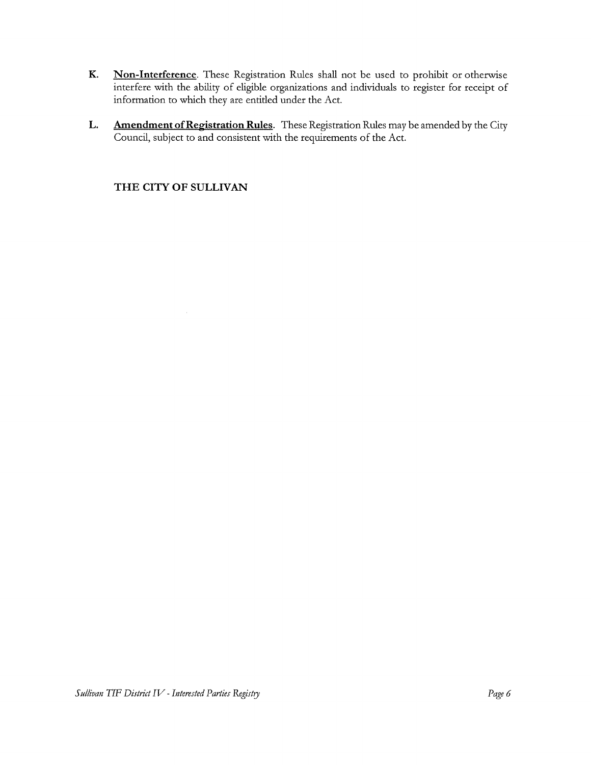**K.** **Non-Interference**. These Registration Rules shall not be used to prohibit or otherwise interfere with the ability of eligible organizations and individuals to register for receipt of information to which they are entitled under the Act.

**L.** **Amendment of Registration Rules**. These Registration Rules may be amended by the City Council, subject to and consistent with the requirements of the Act.

**THE CITY OF SULLIVAN**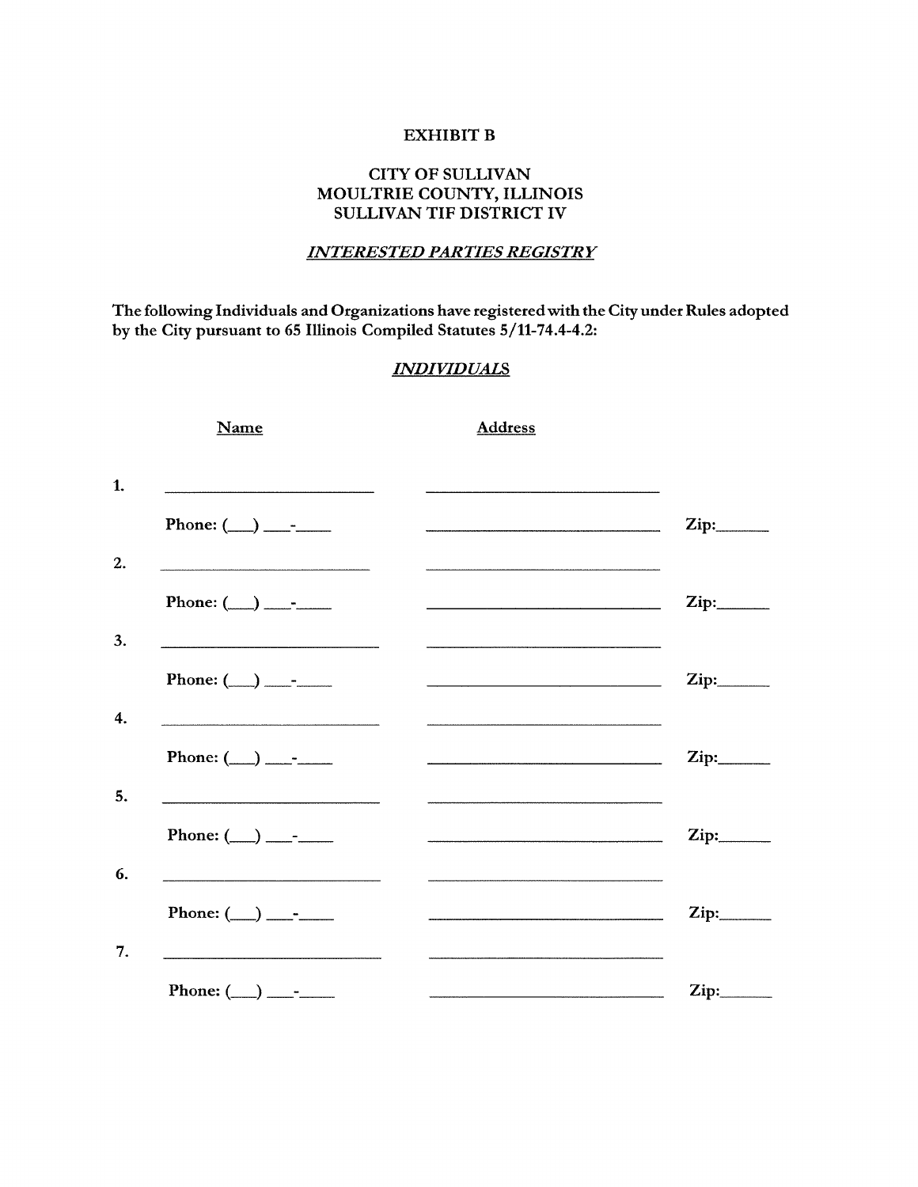**EXHIBIT B**

**CITY OF SULLIVAN**
**MOULTRIE COUNTY, ILLINOIS**
**SULLIVAN TIF DISTRICT IV**

***INTERESTED PARTIES REGISTRY***

**The following Individuals and Organizations have registered with the City under Rules adopted by the City pursuant to 65 Illinois Compiled Statutes 5/11-74.4-4.2:**

***INDIVIDUALS***

| | Name | Address | |
|---|---|---|---|
| **1.** | ______________________ | ______________________ | |
| | **Phone: (___) ___-____** | ______________________ | **Zip:______** |
| **2.** | ______________________ | ______________________ | |
| | **Phone: (___) ___-____** | ______________________ | **Zip:______** |
| **3.** | ______________________ | ______________________ | |
| | **Phone: (___) ___-____** | ______________________ | **Zip:______** |
| **4.** | ______________________ | ______________________ | |
| | **Phone: (___) ___-____** | ______________________ | **Zip:______** |
| **5.** | ______________________ | ______________________ | |
| | **Phone: (___) ___-____** | ______________________ | **Zip:______** |
| **6.** | ______________________ | ______________________ | |
| | **Phone: (___) ___-____** | ______________________ | **Zip:______** |
| **7.** | ______________________ | ______________________ | |
| | **Phone: (___) ___-____** | ______________________ | **Zip:______** |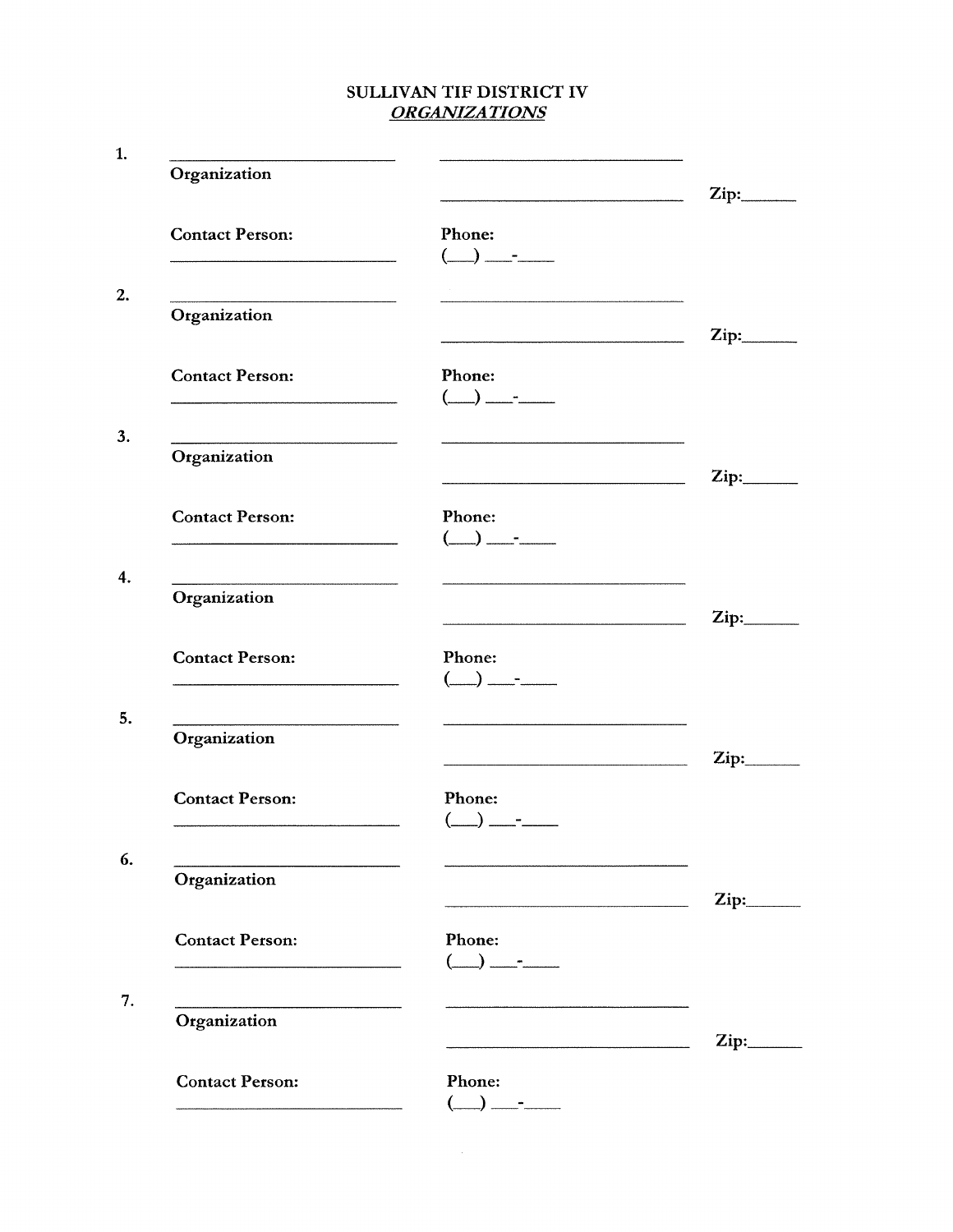# SULLIVAN TIF DISTRICT IV

## *ORGANIZATIONS*

1. \_\_\_\_\_\_\_\_\_\_\_\_\_\_\_\_\_\_\_\_\_\_\_\_ \_\_\_\_\_\_\_\_\_\_\_\_\_\_\_\_\_\_\_\_\_\_\_\_

   **Organization** \_\_\_\_\_\_\_\_\_\_\_\_\_\_\_\_\_\_\_\_\_\_\_\_ **Zip:**\_\_\_\_\_\_

   **Contact Person:** **Phone:**

   \_\_\_\_\_\_\_\_\_\_\_\_\_\_\_\_\_\_\_\_\_\_\_\_ (\_\_\_) \_\_\_-\_\_\_\_

2. \_\_\_\_\_\_\_\_\_\_\_\_\_\_\_\_\_\_\_\_\_\_\_\_ \_\_\_\_\_\_\_\_\_\_\_\_\_\_\_\_\_\_\_\_\_\_\_\_

   **Organization** \_\_\_\_\_\_\_\_\_\_\_\_\_\_\_\_\_\_\_\_\_\_\_\_ **Zip:**\_\_\_\_\_\_

   **Contact Person:** **Phone:**

   \_\_\_\_\_\_\_\_\_\_\_\_\_\_\_\_\_\_\_\_\_\_\_\_ (\_\_\_) \_\_\_-\_\_\_\_

3. \_\_\_\_\_\_\_\_\_\_\_\_\_\_\_\_\_\_\_\_\_\_\_\_ \_\_\_\_\_\_\_\_\_\_\_\_\_\_\_\_\_\_\_\_\_\_\_\_

   **Organization** \_\_\_\_\_\_\_\_\_\_\_\_\_\_\_\_\_\_\_\_\_\_\_\_ **Zip:**\_\_\_\_\_\_

   **Contact Person:** **Phone:**

   \_\_\_\_\_\_\_\_\_\_\_\_\_\_\_\_\_\_\_\_\_\_\_\_ (\_\_\_) \_\_\_-\_\_\_\_

4. \_\_\_\_\_\_\_\_\_\_\_\_\_\_\_\_\_\_\_\_\_\_\_\_ \_\_\_\_\_\_\_\_\_\_\_\_\_\_\_\_\_\_\_\_\_\_\_\_

   **Organization** \_\_\_\_\_\_\_\_\_\_\_\_\_\_\_\_\_\_\_\_\_\_\_\_ **Zip:**\_\_\_\_\_\_

   **Contact Person:** **Phone:**

   \_\_\_\_\_\_\_\_\_\_\_\_\_\_\_\_\_\_\_\_\_\_\_\_ (\_\_\_) \_\_\_-\_\_\_\_

5. \_\_\_\_\_\_\_\_\_\_\_\_\_\_\_\_\_\_\_\_\_\_\_\_ \_\_\_\_\_\_\_\_\_\_\_\_\_\_\_\_\_\_\_\_\_\_\_\_

   **Organization** \_\_\_\_\_\_\_\_\_\_\_\_\_\_\_\_\_\_\_\_\_\_\_\_ **Zip:**\_\_\_\_\_\_

   **Contact Person:** **Phone:**

   \_\_\_\_\_\_\_\_\_\_\_\_\_\_\_\_\_\_\_\_\_\_\_\_ (\_\_\_) \_\_\_-\_\_\_\_

6. \_\_\_\_\_\_\_\_\_\_\_\_\_\_\_\_\_\_\_\_\_\_\_\_ \_\_\_\_\_\_\_\_\_\_\_\_\_\_\_\_\_\_\_\_\_\_\_\_

   **Organization** \_\_\_\_\_\_\_\_\_\_\_\_\_\_\_\_\_\_\_\_\_\_\_\_ **Zip:**\_\_\_\_\_\_

   **Contact Person:** **Phone:**

   \_\_\_\_\_\_\_\_\_\_\_\_\_\_\_\_\_\_\_\_\_\_\_\_ (\_\_\_) \_\_\_-\_\_\_\_

7. \_\_\_\_\_\_\_\_\_\_\_\_\_\_\_\_\_\_\_\_\_\_\_\_ \_\_\_\_\_\_\_\_\_\_\_\_\_\_\_\_\_\_\_\_\_\_\_\_

   **Organization** \_\_\_\_\_\_\_\_\_\_\_\_\_\_\_\_\_\_\_\_\_\_\_\_ **Zip:**\_\_\_\_\_\_

   **Contact Person:** **Phone:**

   \_\_\_\_\_\_\_\_\_\_\_\_\_\_\_\_\_\_\_\_\_\_\_\_ (\_\_\_) \_\_\_-\_\_\_\_